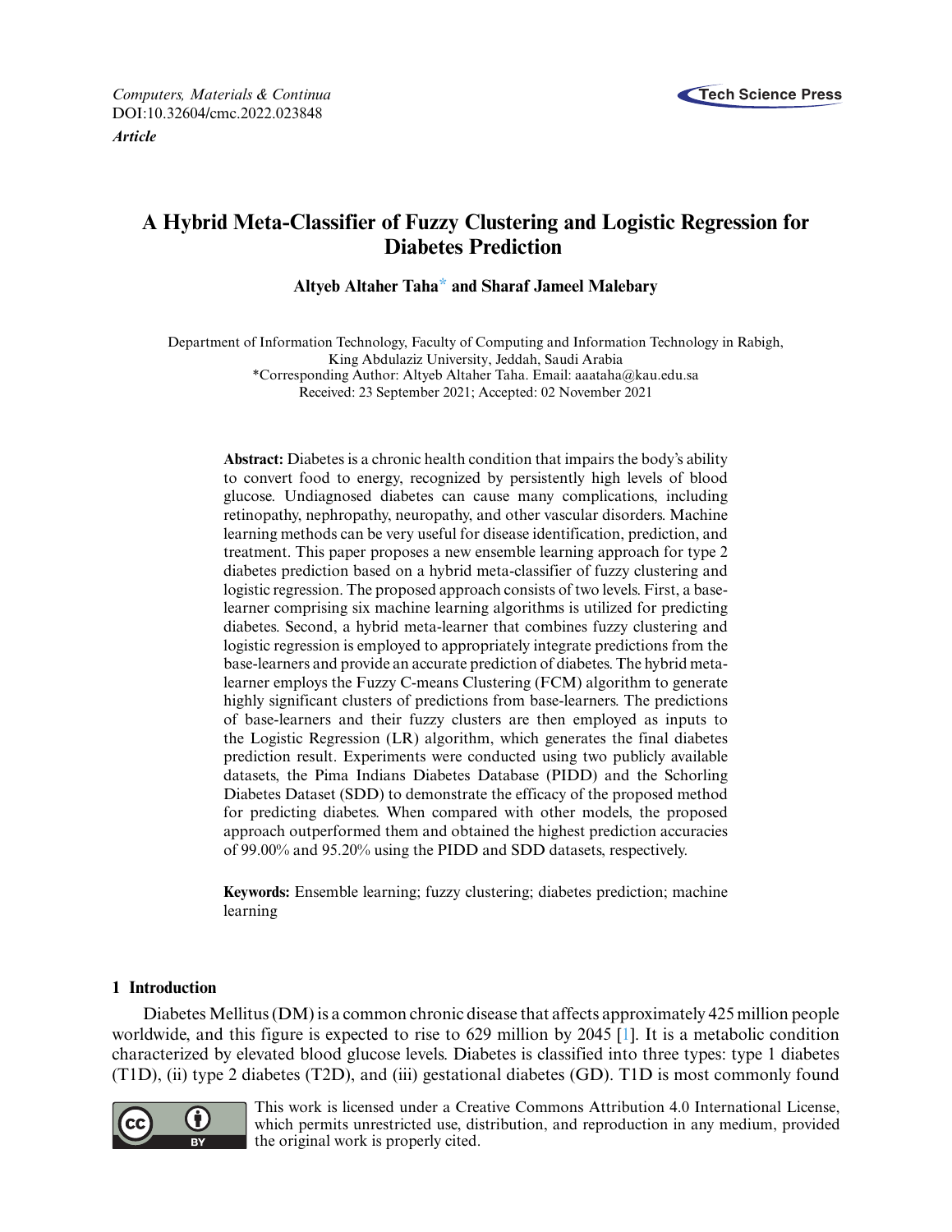*Computers, Materials & Continua*
DOI:10.32604/cmc.2022.023848
***Article***

# A Hybrid Meta-Classifier of Fuzzy Clustering and Logistic Regression for Diabetes Prediction

**Altyeb Altaher Taha\* and Sharaf Jameel Malebary**

Department of Information Technology, Faculty of Computing and Information Technology in Rabigh, King Abdulaziz University, Jeddah, Saudi Arabia
\*Corresponding Author: Altyeb Altaher Taha. Email: aaataha@kau.edu.sa
Received: 23 September 2021; Accepted: 02 November 2021

**Abstract:** Diabetes is a chronic health condition that impairs the body's ability to convert food to energy, recognized by persistently high levels of blood glucose. Undiagnosed diabetes can cause many complications, including retinopathy, nephropathy, neuropathy, and other vascular disorders. Machine learning methods can be very useful for disease identification, prediction, and treatment. This paper proposes a new ensemble learning approach for type 2 diabetes prediction based on a hybrid meta-classifier of fuzzy clustering and logistic regression. The proposed approach consists of two levels. First, a base-learner comprising six machine learning algorithms is utilized for predicting diabetes. Second, a hybrid meta-learner that combines fuzzy clustering and logistic regression is employed to appropriately integrate predictions from the base-learners and provide an accurate prediction of diabetes. The hybrid meta-learner employs the Fuzzy C-means Clustering (FCM) algorithm to generate highly significant clusters of predictions from base-learners. The predictions of base-learners and their fuzzy clusters are then employed as inputs to the Logistic Regression (LR) algorithm, which generates the final diabetes prediction result. Experiments were conducted using two publicly available datasets, the Pima Indians Diabetes Database (PIDD) and the Schorling Diabetes Dataset (SDD) to demonstrate the efficacy of the proposed method for predicting diabetes. When compared with other models, the proposed approach outperformed them and obtained the highest prediction accuracies of 99.00% and 95.20% using the PIDD and SDD datasets, respectively.

**Keywords:** Ensemble learning; fuzzy clustering; diabetes prediction; machine learning

## 1 Introduction

Diabetes Mellitus (DM) is a common chronic disease that affects approximately 425 million people worldwide, and this figure is expected to rise to 629 million by 2045 [1]. It is a metabolic condition characterized by elevated blood glucose levels. Diabetes is classified into three types: type 1 diabetes (T1D), (ii) type 2 diabetes (T2D), and (iii) gestational diabetes (GD). T1D is most commonly found

This work is licensed under a Creative Commons Attribution 4.0 International License, which permits unrestricted use, distribution, and reproduction in any medium, provided the original work is properly cited.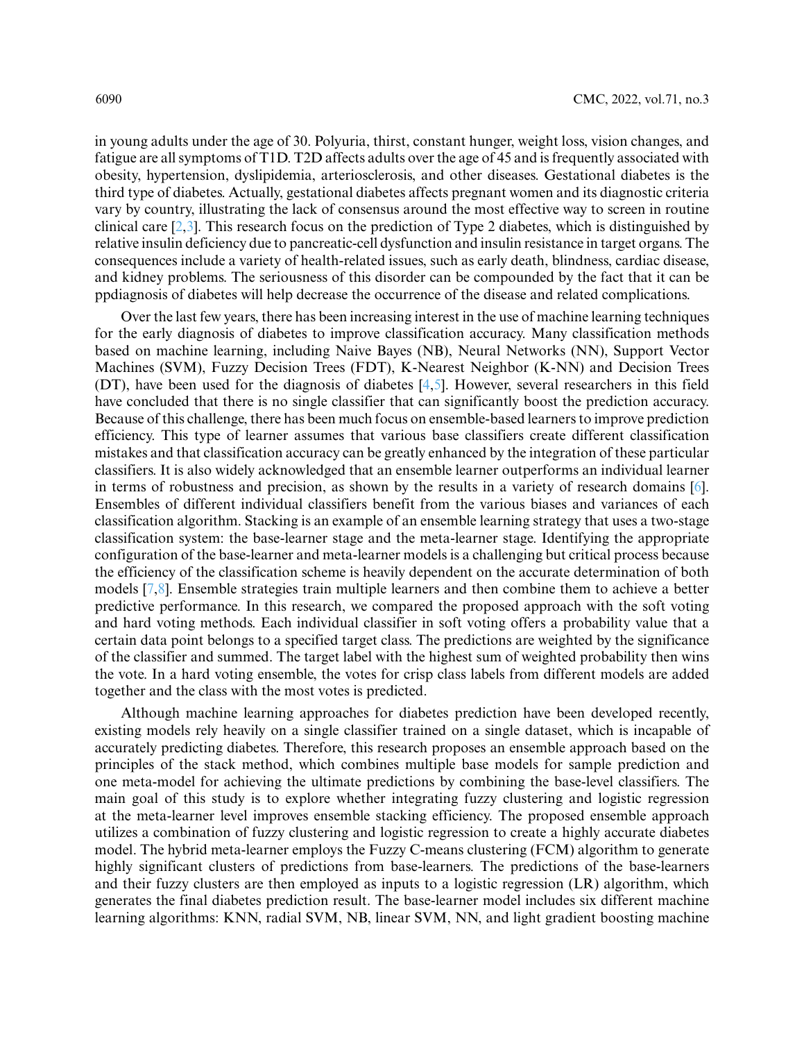in young adults under the age of 30. Polyuria, thirst, constant hunger, weight loss, vision changes, and fatigue are all symptoms of T1D. T2D affects adults over the age of 45 and is frequently associated with obesity, hypertension, dyslipidemia, arteriosclerosis, and other diseases. Gestational diabetes is the third type of diabetes. Actually, gestational diabetes affects pregnant women and its diagnostic criteria vary by country, illustrating the lack of consensus around the most effective way to screen in routine clinical care [2,3]. This research focus on the prediction of Type 2 diabetes, which is distinguished by relative insulin deficiency due to pancreatic-cell dysfunction and insulin resistance in target organs. The consequences include a variety of health-related issues, such as early death, blindness, cardiac disease, and kidney problems. The seriousness of this disorder can be compounded by the fact that it can be ppdiagnosis of diabetes will help decrease the occurrence of the disease and related complications.

Over the last few years, there has been increasing interest in the use of machine learning techniques for the early diagnosis of diabetes to improve classification accuracy. Many classification methods based on machine learning, including Naive Bayes (NB), Neural Networks (NN), Support Vector Machines (SVM), Fuzzy Decision Trees (FDT), K-Nearest Neighbor (K-NN) and Decision Trees (DT), have been used for the diagnosis of diabetes [4,5]. However, several researchers in this field have concluded that there is no single classifier that can significantly boost the prediction accuracy. Because of this challenge, there has been much focus on ensemble-based learners to improve prediction efficiency. This type of learner assumes that various base classifiers create different classification mistakes and that classification accuracy can be greatly enhanced by the integration of these particular classifiers. It is also widely acknowledged that an ensemble learner outperforms an individual learner in terms of robustness and precision, as shown by the results in a variety of research domains [6]. Ensembles of different individual classifiers benefit from the various biases and variances of each classification algorithm. Stacking is an example of an ensemble learning strategy that uses a two-stage classification system: the base-learner stage and the meta-learner stage. Identifying the appropriate configuration of the base-learner and meta-learner models is a challenging but critical process because the efficiency of the classification scheme is heavily dependent on the accurate determination of both models [7,8]. Ensemble strategies train multiple learners and then combine them to achieve a better predictive performance. In this research, we compared the proposed approach with the soft voting and hard voting methods. Each individual classifier in soft voting offers a probability value that a certain data point belongs to a specified target class. The predictions are weighted by the significance of the classifier and summed. The target label with the highest sum of weighted probability then wins the vote. In a hard voting ensemble, the votes for crisp class labels from different models are added together and the class with the most votes is predicted.

Although machine learning approaches for diabetes prediction have been developed recently, existing models rely heavily on a single classifier trained on a single dataset, which is incapable of accurately predicting diabetes. Therefore, this research proposes an ensemble approach based on the principles of the stack method, which combines multiple base models for sample prediction and one meta-model for achieving the ultimate predictions by combining the base-level classifiers. The main goal of this study is to explore whether integrating fuzzy clustering and logistic regression at the meta-learner level improves ensemble stacking efficiency. The proposed ensemble approach utilizes a combination of fuzzy clustering and logistic regression to create a highly accurate diabetes model. The hybrid meta-learner employs the Fuzzy C-means clustering (FCM) algorithm to generate highly significant clusters of predictions from base-learners. The predictions of the base-learners and their fuzzy clusters are then employed as inputs to a logistic regression (LR) algorithm, which generates the final diabetes prediction result. The base-learner model includes six different machine learning algorithms: KNN, radial SVM, NB, linear SVM, NN, and light gradient boosting machine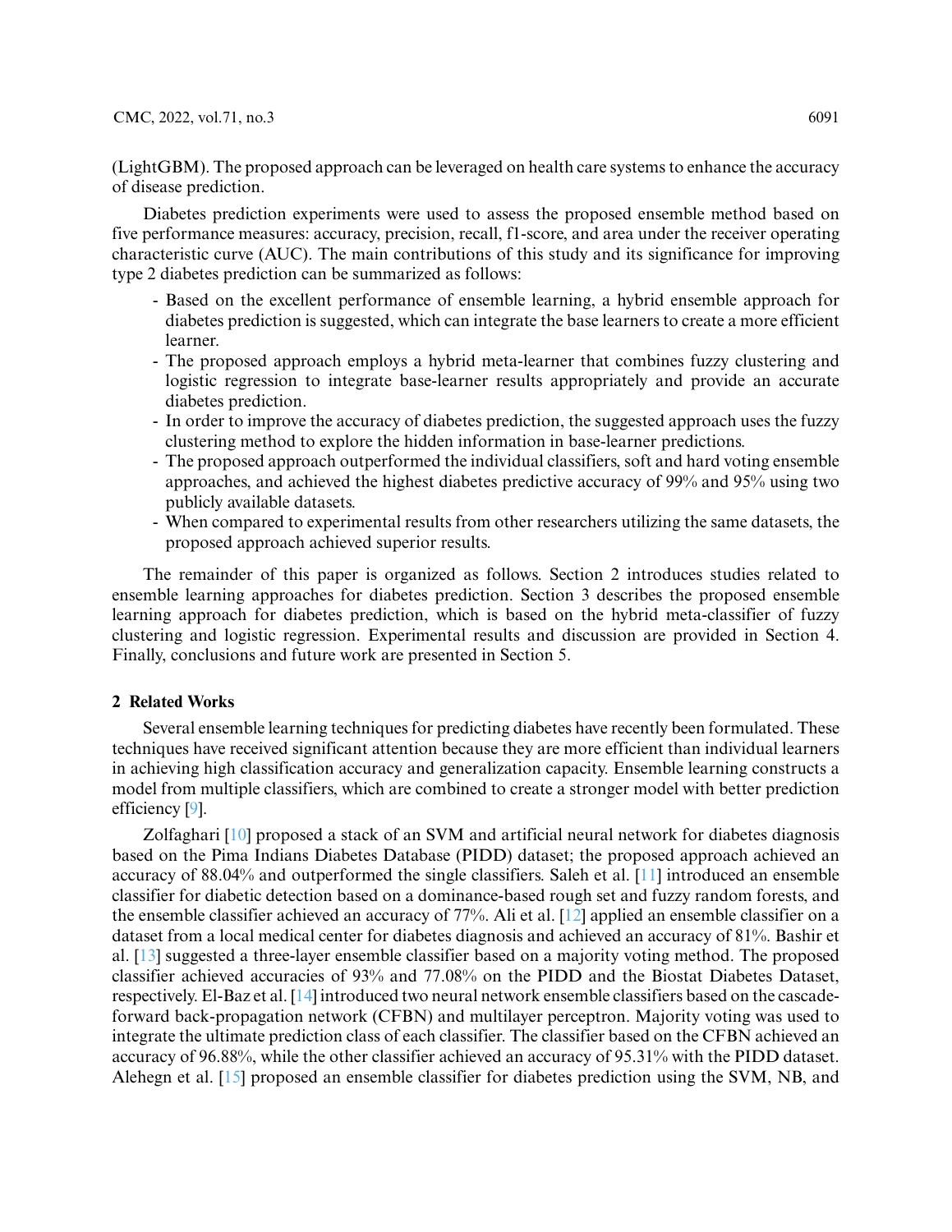(LightGBM). The proposed approach can be leveraged on health care systems to enhance the accuracy of disease prediction.

Diabetes prediction experiments were used to assess the proposed ensemble method based on five performance measures: accuracy, precision, recall, f1-score, and area under the receiver operating characteristic curve (AUC). The main contributions of this study and its significance for improving type 2 diabetes prediction can be summarized as follows:

- Based on the excellent performance of ensemble learning, a hybrid ensemble approach for diabetes prediction is suggested, which can integrate the base learners to create a more efficient learner.
- The proposed approach employs a hybrid meta-learner that combines fuzzy clustering and logistic regression to integrate base-learner results appropriately and provide an accurate diabetes prediction.
- In order to improve the accuracy of diabetes prediction, the suggested approach uses the fuzzy clustering method to explore the hidden information in base-learner predictions.
- The proposed approach outperformed the individual classifiers, soft and hard voting ensemble approaches, and achieved the highest diabetes predictive accuracy of 99% and 95% using two publicly available datasets.
- When compared to experimental results from other researchers utilizing the same datasets, the proposed approach achieved superior results.

The remainder of this paper is organized as follows. Section 2 introduces studies related to ensemble learning approaches for diabetes prediction. Section 3 describes the proposed ensemble learning approach for diabetes prediction, which is based on the hybrid meta-classifier of fuzzy clustering and logistic regression. Experimental results and discussion are provided in Section 4. Finally, conclusions and future work are presented in Section 5.

## 2 Related Works

Several ensemble learning techniques for predicting diabetes have recently been formulated. These techniques have received significant attention because they are more efficient than individual learners in achieving high classification accuracy and generalization capacity. Ensemble learning constructs a model from multiple classifiers, which are combined to create a stronger model with better prediction efficiency [9].

Zolfaghari [10] proposed a stack of an SVM and artificial neural network for diabetes diagnosis based on the Pima Indians Diabetes Database (PIDD) dataset; the proposed approach achieved an accuracy of 88.04% and outperformed the single classifiers. Saleh et al. [11] introduced an ensemble classifier for diabetic detection based on a dominance-based rough set and fuzzy random forests, and the ensemble classifier achieved an accuracy of 77%. Ali et al. [12] applied an ensemble classifier on a dataset from a local medical center for diabetes diagnosis and achieved an accuracy of 81%. Bashir et al. [13] suggested a three-layer ensemble classifier based on a majority voting method. The proposed classifier achieved accuracies of 93% and 77.08% on the PIDD and the Biostat Diabetes Dataset, respectively. El-Baz et al. [14] introduced two neural network ensemble classifiers based on the cascade-forward back-propagation network (CFBN) and multilayer perceptron. Majority voting was used to integrate the ultimate prediction class of each classifier. The classifier based on the CFBN achieved an accuracy of 96.88%, while the other classifier achieved an accuracy of 95.31% with the PIDD dataset. Alehegn et al. [15] proposed an ensemble classifier for diabetes prediction using the SVM, NB, and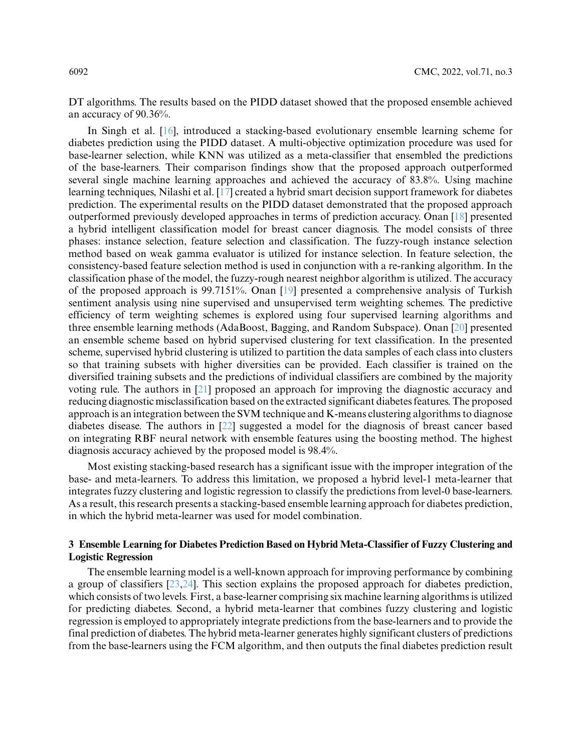DT algorithms. The results based on the PIDD dataset showed that the proposed ensemble achieved an accuracy of 90.36%.

In Singh et al. [16], introduced a stacking-based evolutionary ensemble learning scheme for diabetes prediction using the PIDD dataset. A multi-objective optimization procedure was used for base-learner selection, while KNN was utilized as a meta-classifier that ensembled the predictions of the base-learners. Their comparison findings show that the proposed approach outperformed several single machine learning approaches and achieved the accuracy of 83.8%. Using machine learning techniques, Nilashi et al. [17] created a hybrid smart decision support framework for diabetes prediction. The experimental results on the PIDD dataset demonstrated that the proposed approach outperformed previously developed approaches in terms of prediction accuracy. Onan [18] presented a hybrid intelligent classification model for breast cancer diagnosis. The model consists of three phases: instance selection, feature selection and classification. The fuzzy-rough instance selection method based on weak gamma evaluator is utilized for instance selection. In feature selection, the consistency-based feature selection method is used in conjunction with a re-ranking algorithm. In the classification phase of the model, the fuzzy-rough nearest neighbor algorithm is utilized. The accuracy of the proposed approach is 99.7151%. Onan [19] presented a comprehensive analysis of Turkish sentiment analysis using nine supervised and unsupervised term weighting schemes. The predictive efficiency of term weighting schemes is explored using four supervised learning algorithms and three ensemble learning methods (AdaBoost, Bagging, and Random Subspace). Onan [20] presented an ensemble scheme based on hybrid supervised clustering for text classification. In the presented scheme, supervised hybrid clustering is utilized to partition the data samples of each class into clusters so that training subsets with higher diversities can be provided. Each classifier is trained on the diversified training subsets and the predictions of individual classifiers are combined by the majority voting rule. The authors in [21] proposed an approach for improving the diagnostic accuracy and reducing diagnostic misclassification based on the extracted significant diabetes features. The proposed approach is an integration between the SVM technique and K-means clustering algorithms to diagnose diabetes disease. The authors in [22] suggested a model for the diagnosis of breast cancer based on integrating RBF neural network with ensemble features using the boosting method. The highest diagnosis accuracy achieved by the proposed model is 98.4%.

Most existing stacking-based research has a significant issue with the improper integration of the base- and meta-learners. To address this limitation, we proposed a hybrid level-1 meta-learner that integrates fuzzy clustering and logistic regression to classify the predictions from level-0 base-learners. As a result, this research presents a stacking-based ensemble learning approach for diabetes prediction, in which the hybrid meta-learner was used for model combination.

## 3 Ensemble Learning for Diabetes Prediction Based on Hybrid Meta-Classifier of Fuzzy Clustering and Logistic Regression

The ensemble learning model is a well-known approach for improving performance by combining a group of classifiers [23,24]. This section explains the proposed approach for diabetes prediction, which consists of two levels. First, a base-learner comprising six machine learning algorithms is utilized for predicting diabetes. Second, a hybrid meta-learner that combines fuzzy clustering and logistic regression is employed to appropriately integrate predictions from the base-learners and to provide the final prediction of diabetes. The hybrid meta-learner generates highly significant clusters of predictions from the base-learners using the FCM algorithm, and then outputs the final diabetes prediction result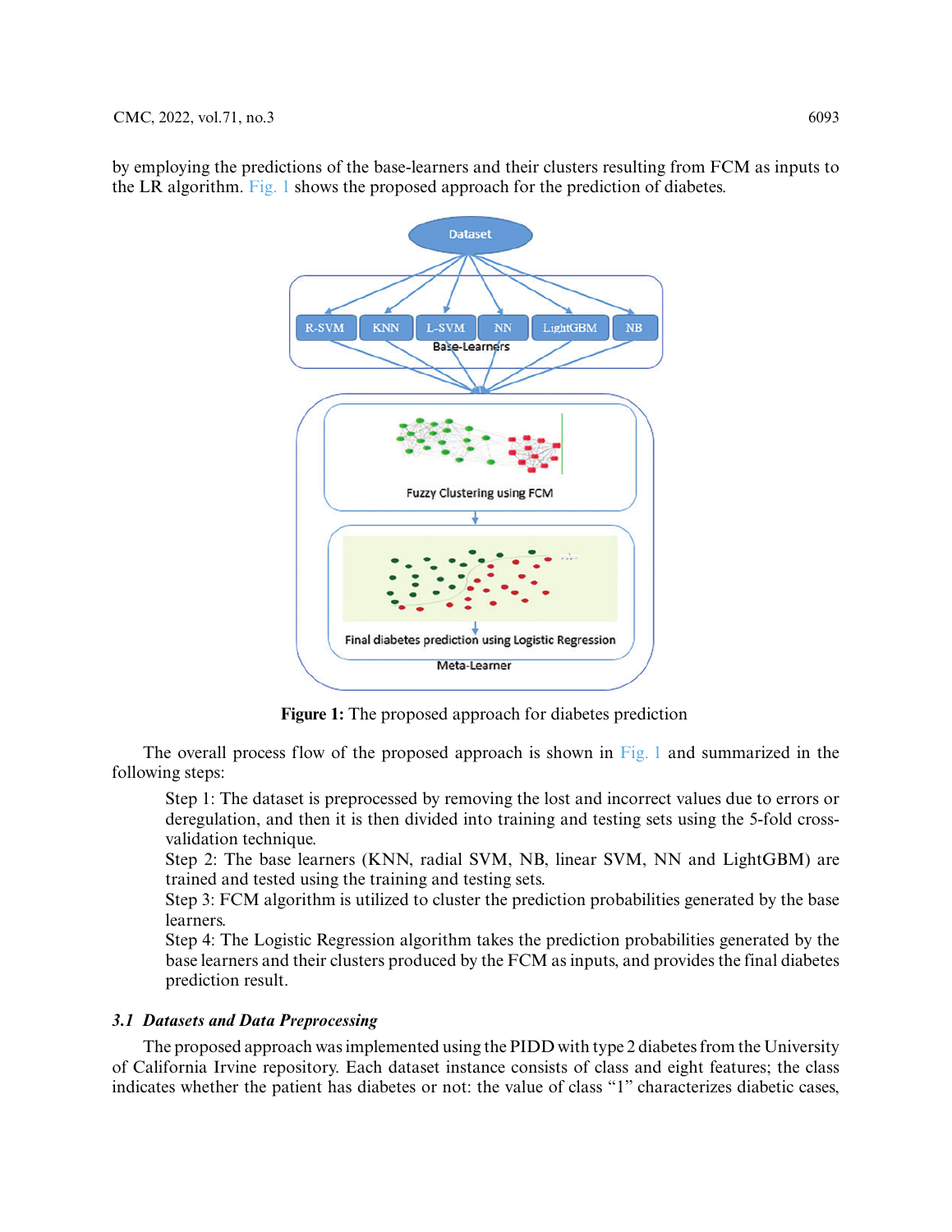by employing the predictions of the base-learners and their clusters resulting from FCM as inputs to the LR algorithm. Fig. 1 shows the proposed approach for the prediction of diabetes.

**Figure 1:** The proposed approach for diabetes prediction

The overall process flow of the proposed approach is shown in Fig. 1 and summarized in the following steps:

Step 1: The dataset is preprocessed by removing the lost and incorrect values due to errors or deregulation, and then it is then divided into training and testing sets using the 5-fold cross-validation technique.

Step 2: The base learners (KNN, radial SVM, NB, linear SVM, NN and LightGBM) are trained and tested using the training and testing sets.

Step 3: FCM algorithm is utilized to cluster the prediction probabilities generated by the base learners.

Step 4: The Logistic Regression algorithm takes the prediction probabilities generated by the base learners and their clusters produced by the FCM as inputs, and provides the final diabetes prediction result.

### *3.1 Datasets and Data Preprocessing*

The proposed approach was implemented using the PIDD with type 2 diabetes from the University of California Irvine repository. Each dataset instance consists of class and eight features; the class indicates whether the patient has diabetes or not: the value of class "1" characterizes diabetic cases,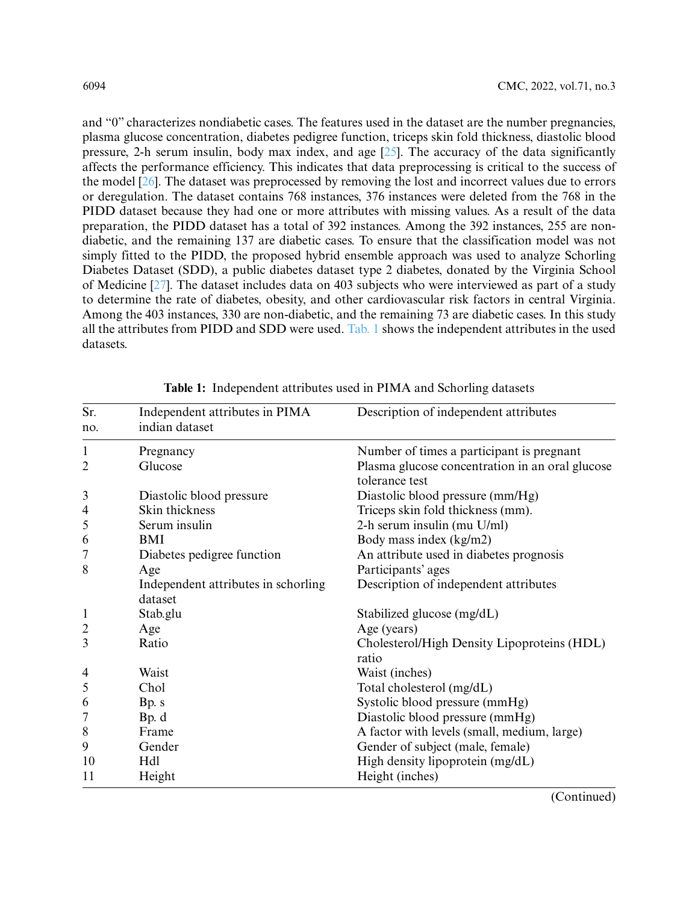and "0" characterizes nondiabetic cases. The features used in the dataset are the number pregnancies, plasma glucose concentration, diabetes pedigree function, triceps skin fold thickness, diastolic blood pressure, 2-h serum insulin, body max index, and age [25]. The accuracy of the data significantly affects the performance efficiency. This indicates that data preprocessing is critical to the success of the model [26]. The dataset was preprocessed by removing the lost and incorrect values due to errors or deregulation. The dataset contains 768 instances, 376 instances were deleted from the 768 in the PIDD dataset because they had one or more attributes with missing values. As a result of the data preparation, the PIDD dataset has a total of 392 instances. Among the 392 instances, 255 are non-diabetic, and the remaining 137 are diabetic cases. To ensure that the classification model was not simply fitted to the PIDD, the proposed hybrid ensemble approach was used to analyze Schorling Diabetes Dataset (SDD), a public diabetes dataset type 2 diabetes, donated by the Virginia School of Medicine [27]. The dataset includes data on 403 subjects who were interviewed as part of a study to determine the rate of diabetes, obesity, and other cardiovascular risk factors in central Virginia. Among the 403 instances, 330 are non-diabetic, and the remaining 73 are diabetic cases. In this study all the attributes from PIDD and SDD were used. Tab. 1 shows the independent attributes in the used datasets.

**Table 1:** Independent attributes used in PIMA and Schorling datasets

| Sr. no. | Independent attributes in PIMA indian dataset | Description of independent attributes |
|---|---|---|
| 1 | Pregnancy | Number of times a participant is pregnant |
| 2 | Glucose | Plasma glucose concentration in an oral glucose tolerance test |
| 3 | Diastolic blood pressure | Diastolic blood pressure (mm/Hg) |
| 4 | Skin thickness | Triceps skin fold thickness (mm). |
| 5 | Serum insulin | 2-h serum insulin (mu U/ml) |
| 6 | BMI | Body mass index (kg/m2) |
| 7 | Diabetes pedigree function | An attribute used in diabetes prognosis |
| 8 | Age | Participants' ages |
| | Independent attributes in schorling dataset | Description of independent attributes |
| 1 | Stab.glu | Stabilized glucose (mg/dL) |
| 2 | Age | Age (years) |
| 3 | Ratio | Cholesterol/High Density Lipoproteins (HDL) ratio |
| 4 | Waist | Waist (inches) |
| 5 | Chol | Total cholesterol (mg/dL) |
| 6 | Bp. s | Systolic blood pressure (mmHg) |
| 7 | Bp. d | Diastolic blood pressure (mmHg) |
| 8 | Frame | A factor with levels (small, medium, large) |
| 9 | Gender | Gender of subject (male, female) |
| 10 | Hdl | High density lipoprotein (mg/dL) |
| 11 | Height | Height (inches) |

(Continued)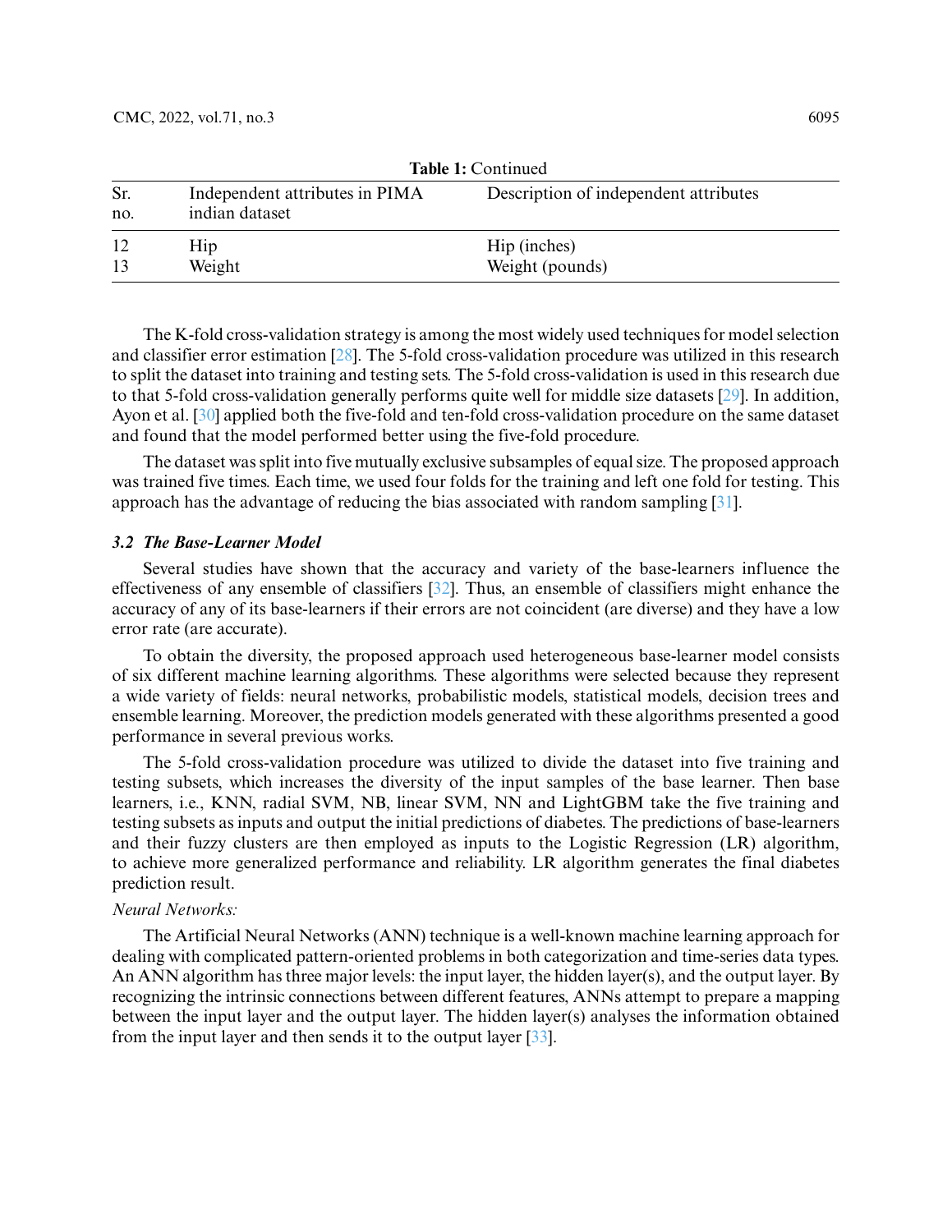**Table 1:** Continued

| Sr. no. | Independent attributes in PIMA indian dataset | Description of independent attributes |
|---|---|---|
| 12 | Hip | Hip (inches) |
| 13 | Weight | Weight (pounds) |

The K-fold cross-validation strategy is among the most widely used techniques for model selection and classifier error estimation [28]. The 5-fold cross-validation procedure was utilized in this research to split the dataset into training and testing sets. The 5-fold cross-validation is used in this research due to that 5-fold cross-validation generally performs quite well for middle size datasets [29]. In addition, Ayon et al. [30] applied both the five-fold and ten-fold cross-validation procedure on the same dataset and found that the model performed better using the five-fold procedure.

The dataset was split into five mutually exclusive subsamples of equal size. The proposed approach was trained five times. Each time, we used four folds for the training and left one fold for testing. This approach has the advantage of reducing the bias associated with random sampling [31].

### *3.2 The Base-Learner Model*

Several studies have shown that the accuracy and variety of the base-learners influence the effectiveness of any ensemble of classifiers [32]. Thus, an ensemble of classifiers might enhance the accuracy of any of its base-learners if their errors are not coincident (are diverse) and they have a low error rate (are accurate).

To obtain the diversity, the proposed approach used heterogeneous base-learner model consists of six different machine learning algorithms. These algorithms were selected because they represent a wide variety of fields: neural networks, probabilistic models, statistical models, decision trees and ensemble learning. Moreover, the prediction models generated with these algorithms presented a good performance in several previous works.

The 5-fold cross-validation procedure was utilized to divide the dataset into five training and testing subsets, which increases the diversity of the input samples of the base learner. Then base learners, i.e., KNN, radial SVM, NB, linear SVM, NN and LightGBM take the five training and testing subsets as inputs and output the initial predictions of diabetes. The predictions of base-learners and their fuzzy clusters are then employed as inputs to the Logistic Regression (LR) algorithm, to achieve more generalized performance and reliability. LR algorithm generates the final diabetes prediction result.

*Neural Networks:*

The Artificial Neural Networks (ANN) technique is a well-known machine learning approach for dealing with complicated pattern-oriented problems in both categorization and time-series data types. An ANN algorithm has three major levels: the input layer, the hidden layer(s), and the output layer. By recognizing the intrinsic connections between different features, ANNs attempt to prepare a mapping between the input layer and the output layer. The hidden layer(s) analyses the information obtained from the input layer and then sends it to the output layer [33].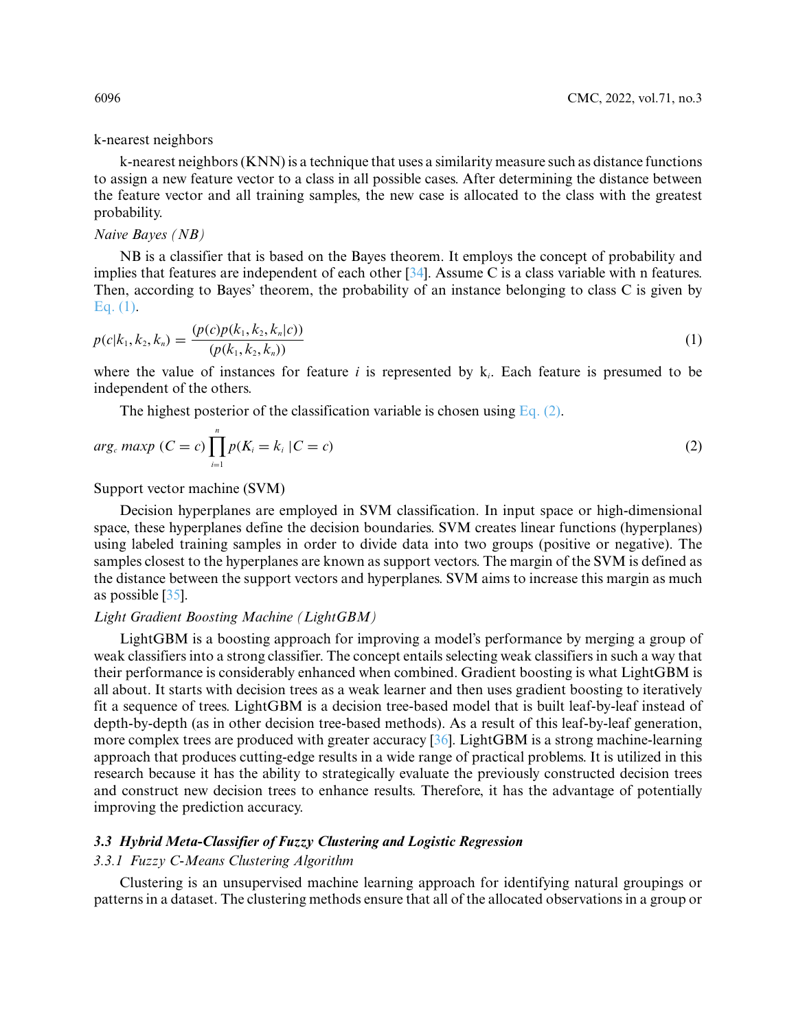k-nearest neighbors

k-nearest neighbors (KNN) is a technique that uses a similarity measure such as distance functions to assign a new feature vector to a class in all possible cases. After determining the distance between the feature vector and all training samples, the new case is allocated to the class with the greatest probability.

*Naive Bayes (NB)*

NB is a classifier that is based on the Bayes theorem. It employs the concept of probability and implies that features are independent of each other [34]. Assume C is a class variable with n features. Then, according to Bayes' theorem, the probability of an instance belonging to class C is given by Eq. (1).

$$p(c|k_1, k_2, k_n) = \frac{(p(c)p(k_1, k_2, k_n|c))}{(p(k_1, k_2, k_n))} \tag{1}$$

where the value of instances for feature $i$ is represented by $k_i$. Each feature is presumed to be independent of the others.

The highest posterior of the classification variable is chosen using Eq. (2).

$$arg_c\ maxp\ (C = c) \prod_{i=1}^{n} p(K_i = k_i\ |C = c) \tag{2}$$

Support vector machine (SVM)

Decision hyperplanes are employed in SVM classification. In input space or high-dimensional space, these hyperplanes define the decision boundaries. SVM creates linear functions (hyperplanes) using labeled training samples in order to divide data into two groups (positive or negative). The samples closest to the hyperplanes are known as support vectors. The margin of the SVM is defined as the distance between the support vectors and hyperplanes. SVM aims to increase this margin as much as possible [35].

*Light Gradient Boosting Machine (LightGBM)*

LightGBM is a boosting approach for improving a model's performance by merging a group of weak classifiers into a strong classifier. The concept entails selecting weak classifiers in such a way that their performance is considerably enhanced when combined. Gradient boosting is what LightGBM is all about. It starts with decision trees as a weak learner and then uses gradient boosting to iteratively fit a sequence of trees. LightGBM is a decision tree-based model that is built leaf-by-leaf instead of depth-by-depth (as in other decision tree-based methods). As a result of this leaf-by-leaf generation, more complex trees are produced with greater accuracy [36]. LightGBM is a strong machine-learning approach that produces cutting-edge results in a wide range of practical problems. It is utilized in this research because it has the ability to strategically evaluate the previously constructed decision trees and construct new decision trees to enhance results. Therefore, it has the advantage of potentially improving the prediction accuracy.

### 3.3 Hybrid Meta-Classifier of Fuzzy Clustering and Logistic Regression

#### 3.3.1 Fuzzy C-Means Clustering Algorithm

Clustering is an unsupervised machine learning approach for identifying natural groupings or patterns in a dataset. The clustering methods ensure that all of the allocated observations in a group or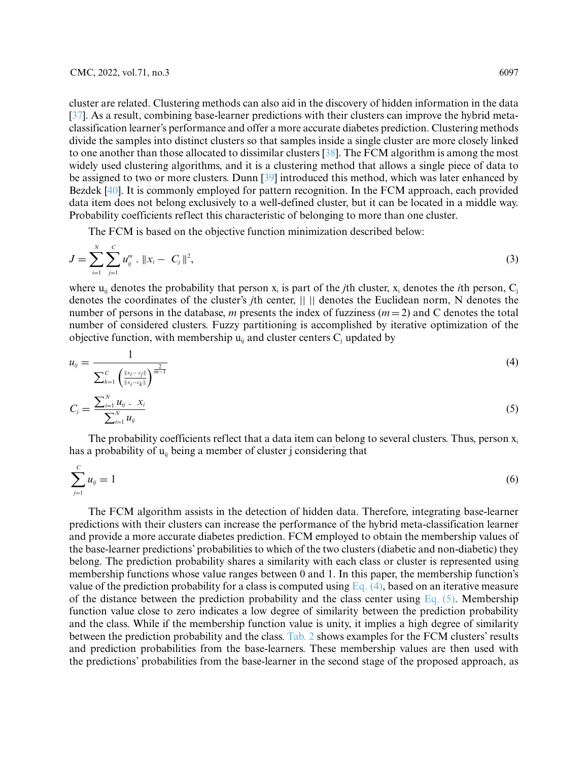cluster are related. Clustering methods can also aid in the discovery of hidden information in the data [37]. As a result, combining base-learner predictions with their clusters can improve the hybrid meta-classification learner's performance and offer a more accurate diabetes prediction. Clustering methods divide the samples into distinct clusters so that samples inside a single cluster are more closely linked to one another than those allocated to dissimilar clusters [38]. The FCM algorithm is among the most widely used clustering algorithms, and it is a clustering method that allows a single piece of data to be assigned to two or more clusters. Dunn [39] introduced this method, which was later enhanced by Bezdek [40]. It is commonly employed for pattern recognition. In the FCM approach, each provided data item does not belong exclusively to a well-defined cluster, but it can be located in a middle way. Probability coefficients reflect this characteristic of belonging to more than one cluster.

The FCM is based on the objective function minimization described below:

$$J = \sum_{i=1}^{N} \sum_{j=1}^{C} u_{ij}^{m} \, . \, \| x_i - C_j \|^2, \tag{3}$$

where $u_{ij}$ denotes the probability that person $x_i$ is part of the $j$th cluster, $x_i$ denotes the $i$th person, $C_j$ denotes the coordinates of the cluster's $j$th center, $\| \ \|$ denotes the Euclidean norm, N denotes the number of persons in the database, $m$ presents the index of fuzziness ($m = 2$) and C denotes the total number of considered clusters. Fuzzy partitioning is accomplished by iterative optimization of the objective function, with membership $u_{ij}$ and cluster centers $C_j$ updated by

$$u_{ij} = \frac{1}{\sum_{k=1}^{C} \left( \frac{\| x_i - c_j \|}{\| x_i - c_k \|} \right)^{\frac{2}{m-1}}} \tag{4}$$

$$C_j = \frac{\sum_{i=1}^{N} u_{ij} \, . \, x_i}{\sum_{i=1}^{N} u_{ij}} \tag{5}$$

The probability coefficients reflect that a data item can belong to several clusters. Thus, person $x_i$ has a probability of $u_{ij}$ being a member of cluster j considering that

$$\sum_{j=1}^{C} u_{ij} = 1 \tag{6}$$

The FCM algorithm assists in the detection of hidden data. Therefore, integrating base-learner predictions with their clusters can increase the performance of the hybrid meta-classification learner and provide a more accurate diabetes prediction. FCM employed to obtain the membership values of the base-learner predictions' probabilities to which of the two clusters (diabetic and non-diabetic) they belong. The prediction probability shares a similarity with each class or cluster is represented using membership functions whose value ranges between 0 and 1. In this paper, the membership function's value of the prediction probability for a class is computed using Eq. (4), based on an iterative measure of the distance between the prediction probability and the class center using Eq. (5). Membership function value close to zero indicates a low degree of similarity between the prediction probability and the class. While if the membership function value is unity, it implies a high degree of similarity between the prediction probability and the class. Tab. 2 shows examples for the FCM clusters' results and prediction probabilities from the base-learners. These membership values are then used with the predictions' probabilities from the base-learner in the second stage of the proposed approach, as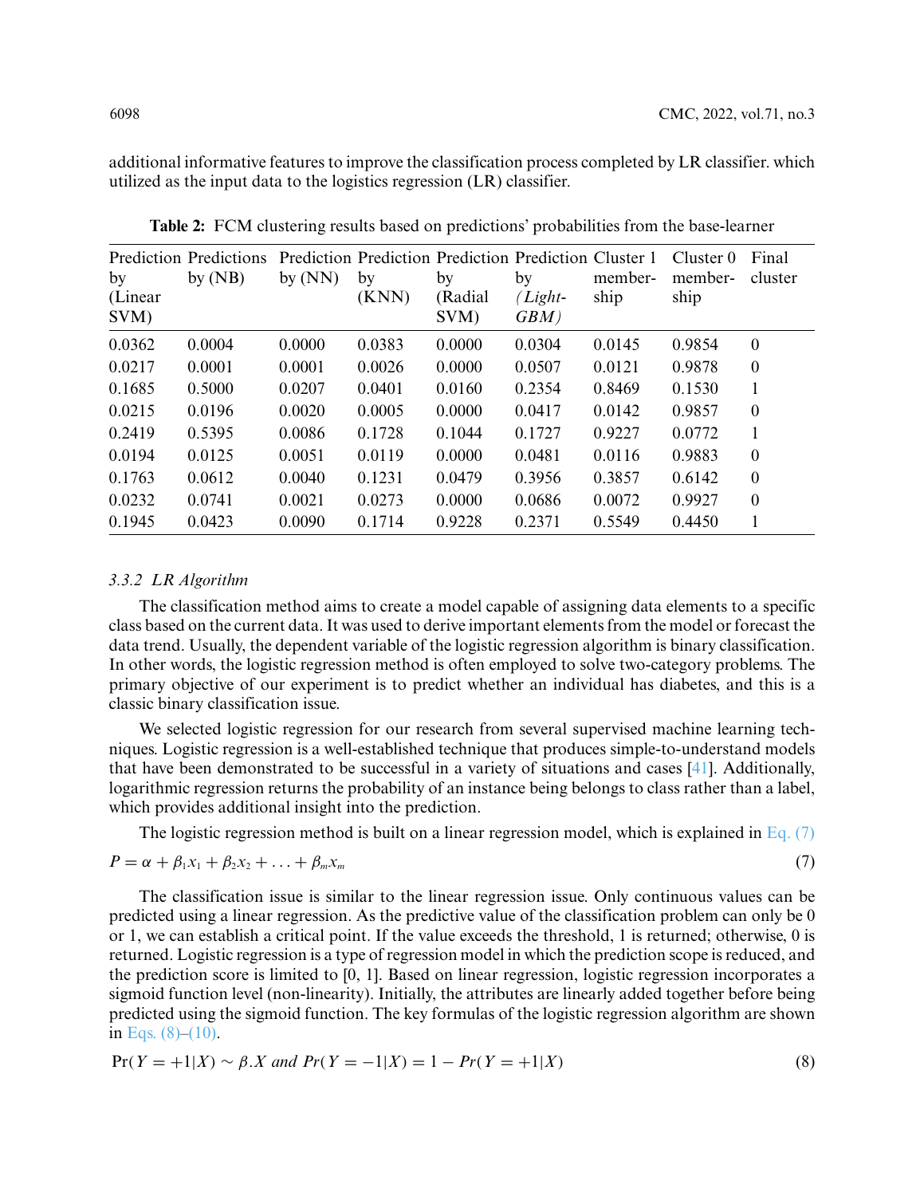additional informative features to improve the classification process completed by LR classifier. which utilized as the input data to the logistics regression (LR) classifier.

**Table 2:** FCM clustering results based on predictions' probabilities from the base-learner

| Prediction by (Linear SVM) | Predictions by (NB) | Prediction by (NN) | Prediction by (KNN) | Prediction by (Radial SVM) | Prediction by *(LightGBM)* | Cluster 1 membership | Cluster 0 membership | Final cluster |
|---|---|---|---|---|---|---|---|---|
| 0.0362 | 0.0004 | 0.0000 | 0.0383 | 0.0000 | 0.0304 | 0.0145 | 0.9854 | 0 |
| 0.0217 | 0.0001 | 0.0001 | 0.0026 | 0.0000 | 0.0507 | 0.0121 | 0.9878 | 0 |
| 0.1685 | 0.5000 | 0.0207 | 0.0401 | 0.0160 | 0.2354 | 0.8469 | 0.1530 | 1 |
| 0.0215 | 0.0196 | 0.0020 | 0.0005 | 0.0000 | 0.0417 | 0.0142 | 0.9857 | 0 |
| 0.2419 | 0.5395 | 0.0086 | 0.1728 | 0.1044 | 0.1727 | 0.9227 | 0.0772 | 1 |
| 0.0194 | 0.0125 | 0.0051 | 0.0119 | 0.0000 | 0.0481 | 0.0116 | 0.9883 | 0 |
| 0.1763 | 0.0612 | 0.0040 | 0.1231 | 0.0479 | 0.3956 | 0.3857 | 0.6142 | 0 |
| 0.0232 | 0.0741 | 0.0021 | 0.0273 | 0.0000 | 0.0686 | 0.0072 | 0.9927 | 0 |
| 0.1945 | 0.0423 | 0.0090 | 0.1714 | 0.9228 | 0.2371 | 0.5549 | 0.4450 | 1 |

### *3.3.2 LR Algorithm*

The classification method aims to create a model capable of assigning data elements to a specific class based on the current data. It was used to derive important elements from the model or forecast the data trend. Usually, the dependent variable of the logistic regression algorithm is binary classification. In other words, the logistic regression method is often employed to solve two-category problems. The primary objective of our experiment is to predict whether an individual has diabetes, and this is a classic binary classification issue.

We selected logistic regression for our research from several supervised machine learning techniques. Logistic regression is a well-established technique that produces simple-to-understand models that have been demonstrated to be successful in a variety of situations and cases [41]. Additionally, logarithmic regression returns the probability of an instance being belongs to class rather than a label, which provides additional insight into the prediction.

The logistic regression method is built on a linear regression model, which is explained in Eq. (7)

$$P = \alpha + \beta_1 x_1 + \beta_2 x_2 + \ldots + \beta_m x_m \tag{7}$$

The classification issue is similar to the linear regression issue. Only continuous values can be predicted using a linear regression. As the predictive value of the classification problem can only be 0 or 1, we can establish a critical point. If the value exceeds the threshold, 1 is returned; otherwise, 0 is returned. Logistic regression is a type of regression model in which the prediction scope is reduced, and the prediction score is limited to [0, 1]. Based on linear regression, logistic regression incorporates a sigmoid function level (non-linearity). Initially, the attributes are linearly added together before being predicted using the sigmoid function. The key formulas of the logistic regression algorithm are shown in Eqs. (8)–(10).

$$\Pr(Y = +1|X) \sim \beta.X \text{ and } Pr(Y = -1|X) = 1 - Pr(Y = +1|X) \tag{8}$$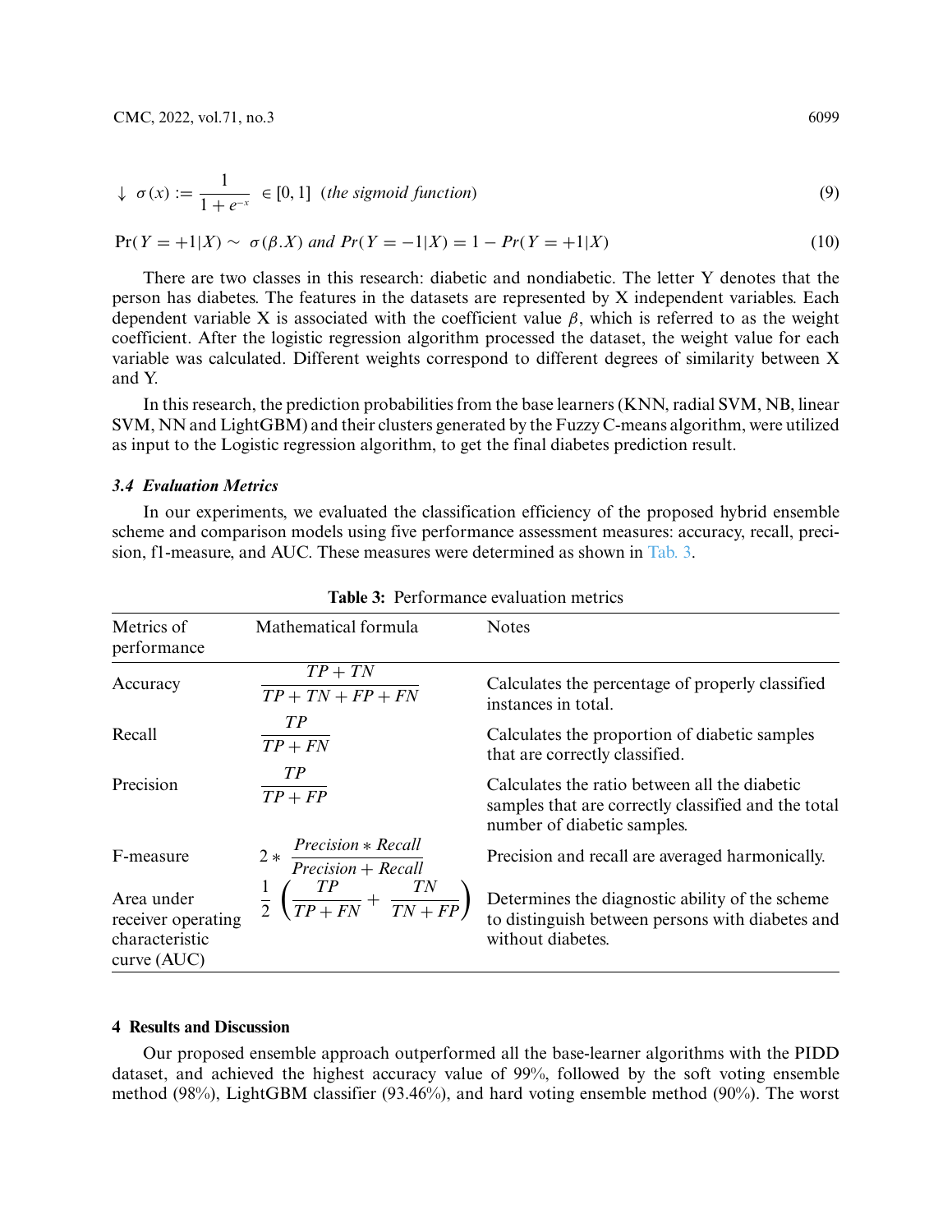$$\downarrow \ \sigma(x) := \frac{1}{1 + e^{-x}} \ \in [0, 1] \ \ (\textit{the sigmoid function}) \tag{9}$$

$$\Pr(Y = +1|X) \sim \ \sigma(\beta.X) \ \textit{and} \ Pr(Y = -1|X) = 1 - Pr(Y = +1|X) \tag{10}$$

There are two classes in this research: diabetic and nondiabetic. The letter Y denotes that the person has diabetes. The features in the datasets are represented by X independent variables. Each dependent variable X is associated with the coefficient value $\beta$, which is referred to as the weight coefficient. After the logistic regression algorithm processed the dataset, the weight value for each variable was calculated. Different weights correspond to different degrees of similarity between X and Y.

In this research, the prediction probabilities from the base learners (KNN, radial SVM, NB, linear SVM, NN and LightGBM) and their clusters generated by the Fuzzy C-means algorithm, were utilized as input to the Logistic regression algorithm, to get the final diabetes prediction result.

### *3.4 Evaluation Metrics*

In our experiments, we evaluated the classification efficiency of the proposed hybrid ensemble scheme and comparison models using five performance assessment measures: accuracy, recall, precision, f1-measure, and AUC. These measures were determined as shown in Tab. 3.

**Table 3:** Performance evaluation metrics

| Metrics of performance | Mathematical formula | Notes |
|---|---|---|
| Accuracy | $\frac{TP+TN}{TP+TN+FP+FN}$ | Calculates the percentage of properly classified instances in total. |
| Recall | $\frac{TP}{TP+FN}$ | Calculates the proportion of diabetic samples that are correctly classified. |
| Precision | $\frac{TP}{TP+FP}$ | Calculates the ratio between all the diabetic samples that are correctly classified and the total number of diabetic samples. |
| F-measure | $2 * \frac{Precision * Recall}{Precision + Recall}$ | Precision and recall are averaged harmonically. |
| Area under receiver operating characteristic curve (AUC) | $\frac{1}{2}\left(\frac{TP}{TP+FN} + \frac{TN}{TN+FP}\right)$ | Determines the diagnostic ability of the scheme to distinguish between persons with diabetes and without diabetes. |

## 4 Results and Discussion

Our proposed ensemble approach outperformed all the base-learner algorithms with the PIDD dataset, and achieved the highest accuracy value of 99%, followed by the soft voting ensemble method (98%), LightGBM classifier (93.46%), and hard voting ensemble method (90%). The worst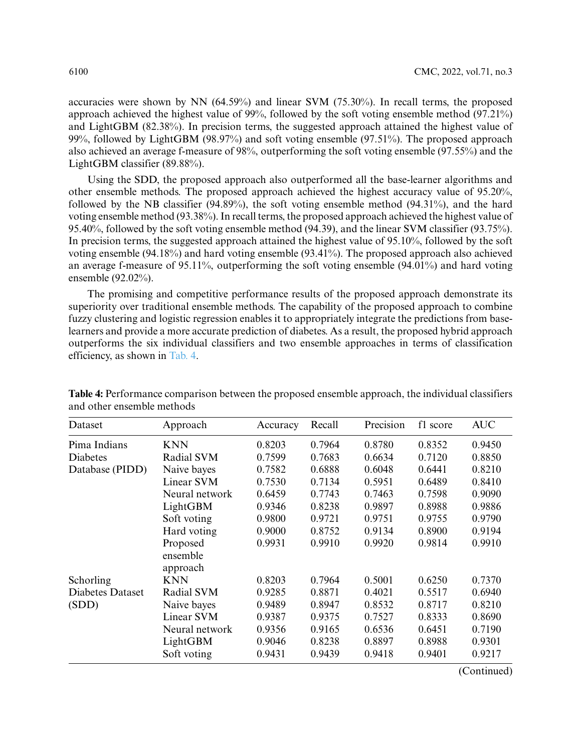accuracies were shown by NN (64.59%) and linear SVM (75.30%). In recall terms, the proposed approach achieved the highest value of 99%, followed by the soft voting ensemble method (97.21%) and LightGBM (82.38%). In precision terms, the suggested approach attained the highest value of 99%, followed by LightGBM (98.97%) and soft voting ensemble (97.51%). The proposed approach also achieved an average f-measure of 98%, outperforming the soft voting ensemble (97.55%) and the LightGBM classifier (89.88%).

Using the SDD, the proposed approach also outperformed all the base-learner algorithms and other ensemble methods. The proposed approach achieved the highest accuracy value of 95.20%, followed by the NB classifier (94.89%), the soft voting ensemble method (94.31%), and the hard voting ensemble method (93.38%). In recall terms, the proposed approach achieved the highest value of 95.40%, followed by the soft voting ensemble method (94.39), and the linear SVM classifier (93.75%). In precision terms, the suggested approach attained the highest value of 95.10%, followed by the soft voting ensemble (94.18%) and hard voting ensemble (93.41%). The proposed approach also achieved an average f-measure of 95.11%, outperforming the soft voting ensemble (94.01%) and hard voting ensemble (92.02%).

The promising and competitive performance results of the proposed approach demonstrate its superiority over traditional ensemble methods. The capability of the proposed approach to combine fuzzy clustering and logistic regression enables it to appropriately integrate the predictions from base-learners and provide a more accurate prediction of diabetes. As a result, the proposed hybrid approach outperforms the six individual classifiers and two ensemble approaches in terms of classification efficiency, as shown in Tab. 4.

**Table 4:** Performance comparison between the proposed ensemble approach, the individual classifiers and other ensemble methods

| Dataset | Approach | Accuracy | Recall | Precision | f1 score | AUC |
|---|---|---|---|---|---|---|
| Pima Indians Diabetes Database (PIDD) | KNN | 0.8203 | 0.7964 | 0.8780 | 0.8352 | 0.9450 |
| | Radial SVM | 0.7599 | 0.7683 | 0.6634 | 0.7120 | 0.8850 |
| | Naive bayes | 0.7582 | 0.6888 | 0.6048 | 0.6441 | 0.8210 |
| | Linear SVM | 0.7530 | 0.7134 | 0.5951 | 0.6489 | 0.8410 |
| | Neural network | 0.6459 | 0.7743 | 0.7463 | 0.7598 | 0.9090 |
| | LightGBM | 0.9346 | 0.8238 | 0.9897 | 0.8988 | 0.9886 |
| | Soft voting | 0.9800 | 0.9721 | 0.9751 | 0.9755 | 0.9790 |
| | Hard voting | 0.9000 | 0.8752 | 0.9134 | 0.8900 | 0.9194 |
| | Proposed ensemble approach | 0.9931 | 0.9910 | 0.9920 | 0.9814 | 0.9910 |
| Schorling Diabetes Dataset (SDD) | KNN | 0.8203 | 0.7964 | 0.5001 | 0.6250 | 0.7370 |
| | Radial SVM | 0.9285 | 0.8871 | 0.4021 | 0.5517 | 0.6940 |
| | Naive bayes | 0.9489 | 0.8947 | 0.8532 | 0.8717 | 0.8210 |
| | Linear SVM | 0.9387 | 0.9375 | 0.7527 | 0.8333 | 0.8690 |
| | Neural network | 0.9356 | 0.9165 | 0.6536 | 0.6451 | 0.7190 |
| | LightGBM | 0.9046 | 0.8238 | 0.8897 | 0.8988 | 0.9301 |
| | Soft voting | 0.9431 | 0.9439 | 0.9418 | 0.9401 | 0.9217 |

(Continued)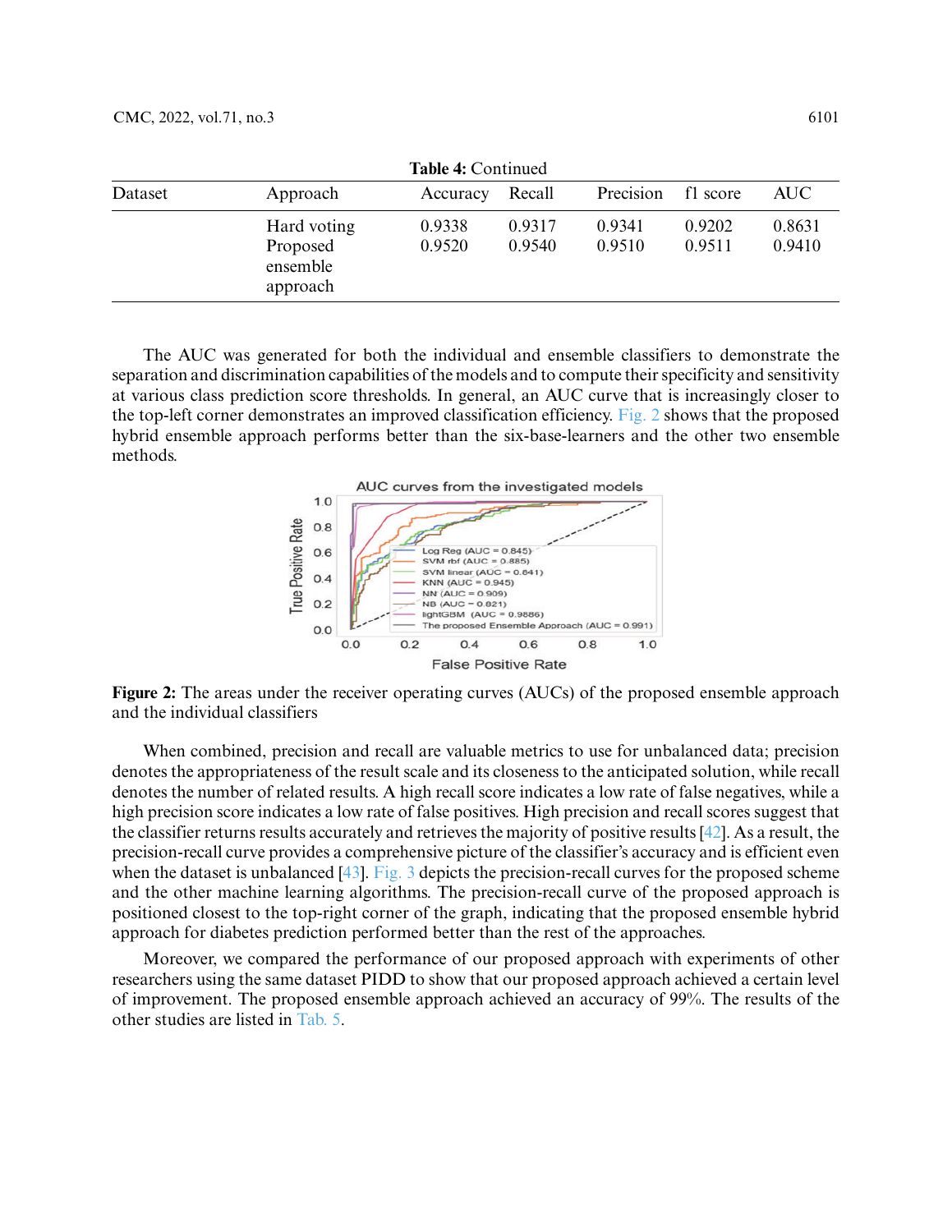**Table 4:** Continued

| Dataset | Approach | Accuracy | Recall | Precision | f1 score | AUC |
|---|---|---|---|---|---|---|
| | Hard voting | 0.9338 | 0.9317 | 0.9341 | 0.9202 | 0.8631 |
| | Proposed ensemble approach | 0.9520 | 0.9540 | 0.9510 | 0.9511 | 0.9410 |

The AUC was generated for both the individual and ensemble classifiers to demonstrate the separation and discrimination capabilities of the models and to compute their specificity and sensitivity at various class prediction score thresholds. In general, an AUC curve that is increasingly closer to the top-left corner demonstrates an improved classification efficiency. Fig. 2 shows that the proposed hybrid ensemble approach performs better than the six-base-learners and the other two ensemble methods.

**Figure 2:** The areas under the receiver operating curves (AUCs) of the proposed ensemble approach and the individual classifiers

When combined, precision and recall are valuable metrics to use for unbalanced data; precision denotes the appropriateness of the result scale and its closeness to the anticipated solution, while recall denotes the number of related results. A high recall score indicates a low rate of false negatives, while a high precision score indicates a low rate of false positives. High precision and recall scores suggest that the classifier returns results accurately and retrieves the majority of positive results [42]. As a result, the precision-recall curve provides a comprehensive picture of the classifier's accuracy and is efficient even when the dataset is unbalanced [43]. Fig. 3 depicts the precision-recall curves for the proposed scheme and the other machine learning algorithms. The precision-recall curve of the proposed approach is positioned closest to the top-right corner of the graph, indicating that the proposed ensemble hybrid approach for diabetes prediction performed better than the rest of the approaches.

Moreover, we compared the performance of our proposed approach with experiments of other researchers using the same dataset PIDD to show that our proposed approach achieved a certain level of improvement. The proposed ensemble approach achieved an accuracy of 99%. The results of the other studies are listed in Tab. 5.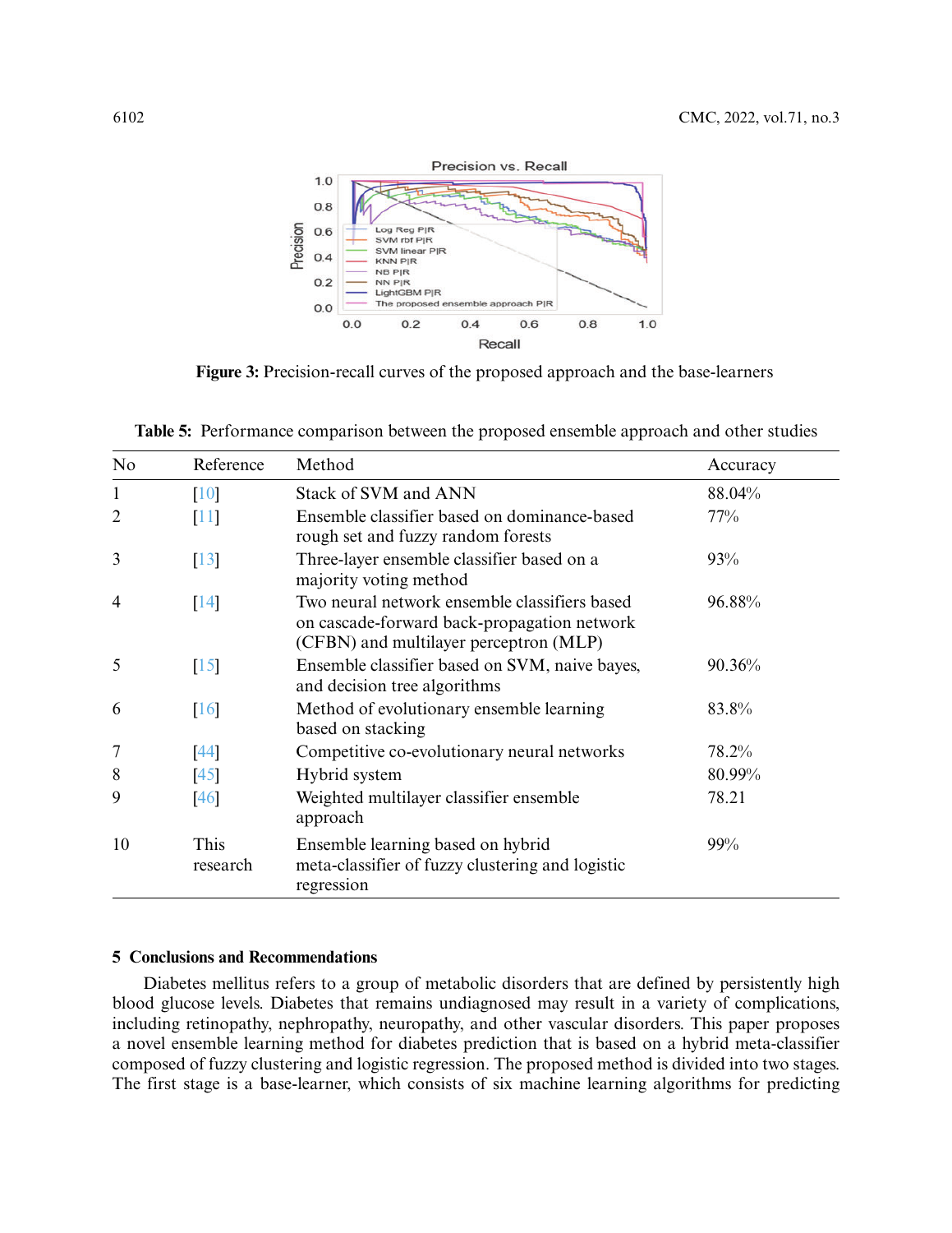**Figure 3:** Precision-recall curves of the proposed approach and the base-learners

**Table 5:** Performance comparison between the proposed ensemble approach and other studies

| No | Reference | Method | Accuracy |
|---|---|---|---|
| 1 | [10] | Stack of SVM and ANN | 88.04% |
| 2 | [11] | Ensemble classifier based on dominance-based rough set and fuzzy random forests | 77% |
| 3 | [13] | Three-layer ensemble classifier based on a majority voting method | 93% |
| 4 | [14] | Two neural network ensemble classifiers based on cascade-forward back-propagation network (CFBN) and multilayer perceptron (MLP) | 96.88% |
| 5 | [15] | Ensemble classifier based on SVM, naive bayes, and decision tree algorithms | 90.36% |
| 6 | [16] | Method of evolutionary ensemble learning based on stacking | 83.8% |
| 7 | [44] | Competitive co-evolutionary neural networks | 78.2% |
| 8 | [45] | Hybrid system | 80.99% |
| 9 | [46] | Weighted multilayer classifier ensemble approach | 78.21 |
| 10 | This research | Ensemble learning based on hybrid meta-classifier of fuzzy clustering and logistic regression | 99% |

## 5 Conclusions and Recommendations

Diabetes mellitus refers to a group of metabolic disorders that are defined by persistently high blood glucose levels. Diabetes that remains undiagnosed may result in a variety of complications, including retinopathy, nephropathy, neuropathy, and other vascular disorders. This paper proposes a novel ensemble learning method for diabetes prediction that is based on a hybrid meta-classifier composed of fuzzy clustering and logistic regression. The proposed method is divided into two stages. The first stage is a base-learner, which consists of six machine learning algorithms for predicting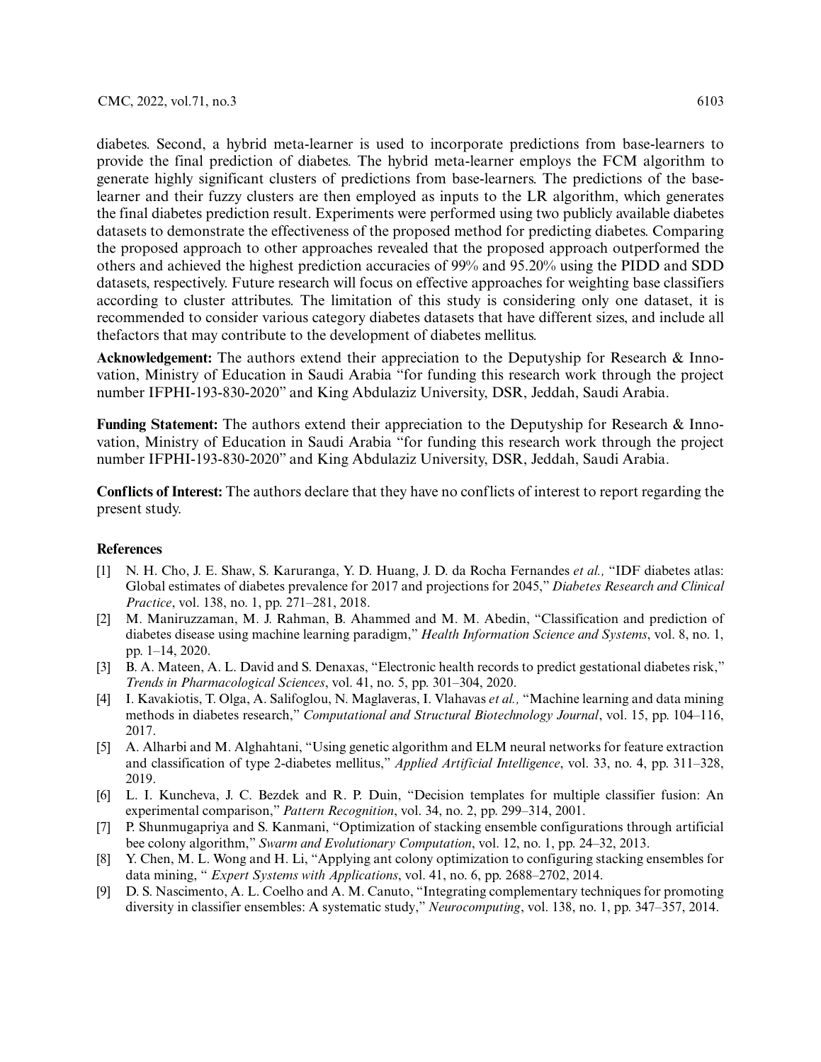diabetes. Second, a hybrid meta-learner is used to incorporate predictions from base-learners to provide the final prediction of diabetes. The hybrid meta-learner employs the FCM algorithm to generate highly significant clusters of predictions from base-learners. The predictions of the base-learner and their fuzzy clusters are then employed as inputs to the LR algorithm, which generates the final diabetes prediction result. Experiments were performed using two publicly available diabetes datasets to demonstrate the effectiveness of the proposed method for predicting diabetes. Comparing the proposed approach to other approaches revealed that the proposed approach outperformed the others and achieved the highest prediction accuracies of 99% and 95.20% using the PIDD and SDD datasets, respectively. Future research will focus on effective approaches for weighting base classifiers according to cluster attributes. The limitation of this study is considering only one dataset, it is recommended to consider various category diabetes datasets that have different sizes, and include all thefactors that may contribute to the development of diabetes mellitus.

**Acknowledgement:** The authors extend their appreciation to the Deputyship for Research & Innovation, Ministry of Education in Saudi Arabia "for funding this research work through the project number IFPHI-193-830-2020" and King Abdulaziz University, DSR, Jeddah, Saudi Arabia.

**Funding Statement:** The authors extend their appreciation to the Deputyship for Research & Innovation, Ministry of Education in Saudi Arabia "for funding this research work through the project number IFPHI-193-830-2020" and King Abdulaziz University, DSR, Jeddah, Saudi Arabia.

**Conflicts of Interest:** The authors declare that they have no conflicts of interest to report regarding the present study.

## References

[1] N. H. Cho, J. E. Shaw, S. Karuranga, Y. D. Huang, J. D. da Rocha Fernandes *et al.,* "IDF diabetes atlas: Global estimates of diabetes prevalence for 2017 and projections for 2045," *Diabetes Research and Clinical Practice*, vol. 138, no. 1, pp. 271–281, 2018.

[2] M. Maniruzzaman, M. J. Rahman, B. Ahammed and M. M. Abedin, "Classification and prediction of diabetes disease using machine learning paradigm," *Health Information Science and Systems*, vol. 8, no. 1, pp. 1–14, 2020.

[3] B. A. Mateen, A. L. David and S. Denaxas, "Electronic health records to predict gestational diabetes risk," *Trends in Pharmacological Sciences*, vol. 41, no. 5, pp. 301–304, 2020.

[4] I. Kavakiotis, T. Olga, A. Salifoglou, N. Maglaveras, I. Vlahavas *et al.,* "Machine learning and data mining methods in diabetes research," *Computational and Structural Biotechnology Journal*, vol. 15, pp. 104–116, 2017.

[5] A. Alharbi and M. Alghahtani, "Using genetic algorithm and ELM neural networks for feature extraction and classification of type 2-diabetes mellitus," *Applied Artificial Intelligence*, vol. 33, no. 4, pp. 311–328, 2019.

[6] L. I. Kuncheva, J. C. Bezdek and R. P. Duin, "Decision templates for multiple classifier fusion: An experimental comparison," *Pattern Recognition*, vol. 34, no. 2, pp. 299–314, 2001.

[7] P. Shunmugapriya and S. Kanmani, "Optimization of stacking ensemble configurations through artificial bee colony algorithm," *Swarm and Evolutionary Computation*, vol. 12, no. 1, pp. 24–32, 2013.

[8] Y. Chen, M. L. Wong and H. Li, "Applying ant colony optimization to configuring stacking ensembles for data mining, " *Expert Systems with Applications*, vol. 41, no. 6, pp. 2688–2702, 2014.

[9] D. S. Nascimento, A. L. Coelho and A. M. Canuto, "Integrating complementary techniques for promoting diversity in classifier ensembles: A systematic study," *Neurocomputing*, vol. 138, no. 1, pp. 347–357, 2014.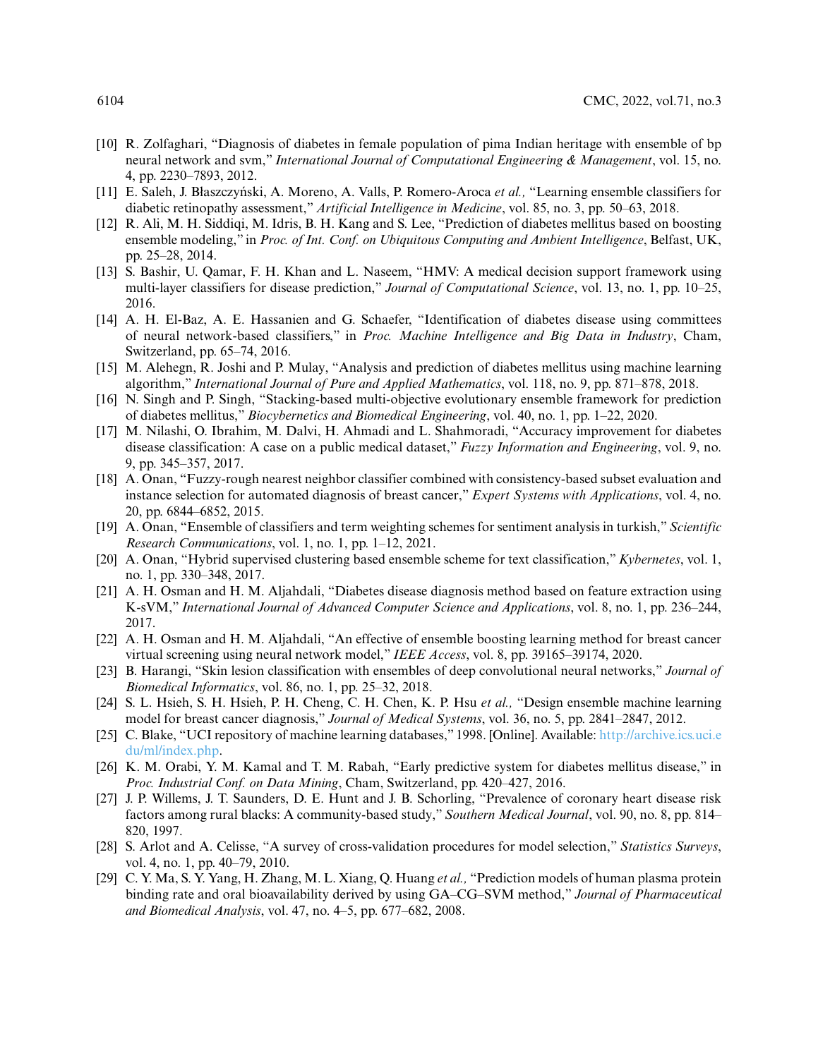[10] R. Zolfaghari, "Diagnosis of diabetes in female population of pima Indian heritage with ensemble of bp neural network and svm," *International Journal of Computational Engineering & Management*, vol. 15, no. 4, pp. 2230–7893, 2012.

[11] E. Saleh, J. Błaszczyński, A. Moreno, A. Valls, P. Romero-Aroca *et al.,* "Learning ensemble classifiers for diabetic retinopathy assessment," *Artificial Intelligence in Medicine*, vol. 85, no. 3, pp. 50–63, 2018.

[12] R. Ali, M. H. Siddiqi, M. Idris, B. H. Kang and S. Lee, "Prediction of diabetes mellitus based on boosting ensemble modeling," in *Proc. of Int. Conf. on Ubiquitous Computing and Ambient Intelligence*, Belfast, UK, pp. 25–28, 2014.

[13] S. Bashir, U. Qamar, F. H. Khan and L. Naseem, "HMV: A medical decision support framework using multi-layer classifiers for disease prediction," *Journal of Computational Science*, vol. 13, no. 1, pp. 10–25, 2016.

[14] A. H. El-Baz, A. E. Hassanien and G. Schaefer, "Identification of diabetes disease using committees of neural network-based classifiers," in *Proc. Machine Intelligence and Big Data in Industry*, Cham, Switzerland, pp. 65–74, 2016.

[15] M. Alehegn, R. Joshi and P. Mulay, "Analysis and prediction of diabetes mellitus using machine learning algorithm," *International Journal of Pure and Applied Mathematics*, vol. 118, no. 9, pp. 871–878, 2018.

[16] N. Singh and P. Singh, "Stacking-based multi-objective evolutionary ensemble framework for prediction of diabetes mellitus," *Biocybernetics and Biomedical Engineering*, vol. 40, no. 1, pp. 1–22, 2020.

[17] M. Nilashi, O. Ibrahim, M. Dalvi, H. Ahmadi and L. Shahmoradi, "Accuracy improvement for diabetes disease classification: A case on a public medical dataset," *Fuzzy Information and Engineering*, vol. 9, no. 9, pp. 345–357, 2017.

[18] A. Onan, "Fuzzy-rough nearest neighbor classifier combined with consistency-based subset evaluation and instance selection for automated diagnosis of breast cancer," *Expert Systems with Applications*, vol. 4, no. 20, pp. 6844–6852, 2015.

[19] A. Onan, "Ensemble of classifiers and term weighting schemes for sentiment analysis in turkish," *Scientific Research Communications*, vol. 1, no. 1, pp. 1–12, 2021.

[20] A. Onan, "Hybrid supervised clustering based ensemble scheme for text classification," *Kybernetes*, vol. 1, no. 1, pp. 330–348, 2017.

[21] A. H. Osman and H. M. Aljahdali, "Diabetes disease diagnosis method based on feature extraction using K-sVM," *International Journal of Advanced Computer Science and Applications*, vol. 8, no. 1, pp. 236–244, 2017.

[22] A. H. Osman and H. M. Aljahdali, "An effective of ensemble boosting learning method for breast cancer virtual screening using neural network model," *IEEE Access*, vol. 8, pp. 39165–39174, 2020.

[23] B. Harangi, "Skin lesion classification with ensembles of deep convolutional neural networks," *Journal of Biomedical Informatics*, vol. 86, no. 1, pp. 25–32, 2018.

[24] S. L. Hsieh, S. H. Hsieh, P. H. Cheng, C. H. Chen, K. P. Hsu *et al.,* "Design ensemble machine learning model for breast cancer diagnosis," *Journal of Medical Systems*, vol. 36, no. 5, pp. 2841–2847, 2012.

[25] C. Blake, "UCI repository of machine learning databases," 1998. [Online]. Available: http://archive.ics.uci.edu/ml/index.php.

[26] K. M. Orabi, Y. M. Kamal and T. M. Rabah, "Early predictive system for diabetes mellitus disease," in *Proc. Industrial Conf. on Data Mining*, Cham, Switzerland, pp. 420–427, 2016.

[27] J. P. Willems, J. T. Saunders, D. E. Hunt and J. B. Schorling, "Prevalence of coronary heart disease risk factors among rural blacks: A community-based study," *Southern Medical Journal*, vol. 90, no. 8, pp. 814–820, 1997.

[28] S. Arlot and A. Celisse, "A survey of cross-validation procedures for model selection," *Statistics Surveys*, vol. 4, no. 1, pp. 40–79, 2010.

[29] C. Y. Ma, S. Y. Yang, H. Zhang, M. L. Xiang, Q. Huang *et al.,* "Prediction models of human plasma protein binding rate and oral bioavailability derived by using GA–CG–SVM method," *Journal of Pharmaceutical and Biomedical Analysis*, vol. 47, no. 4–5, pp. 677–682, 2008.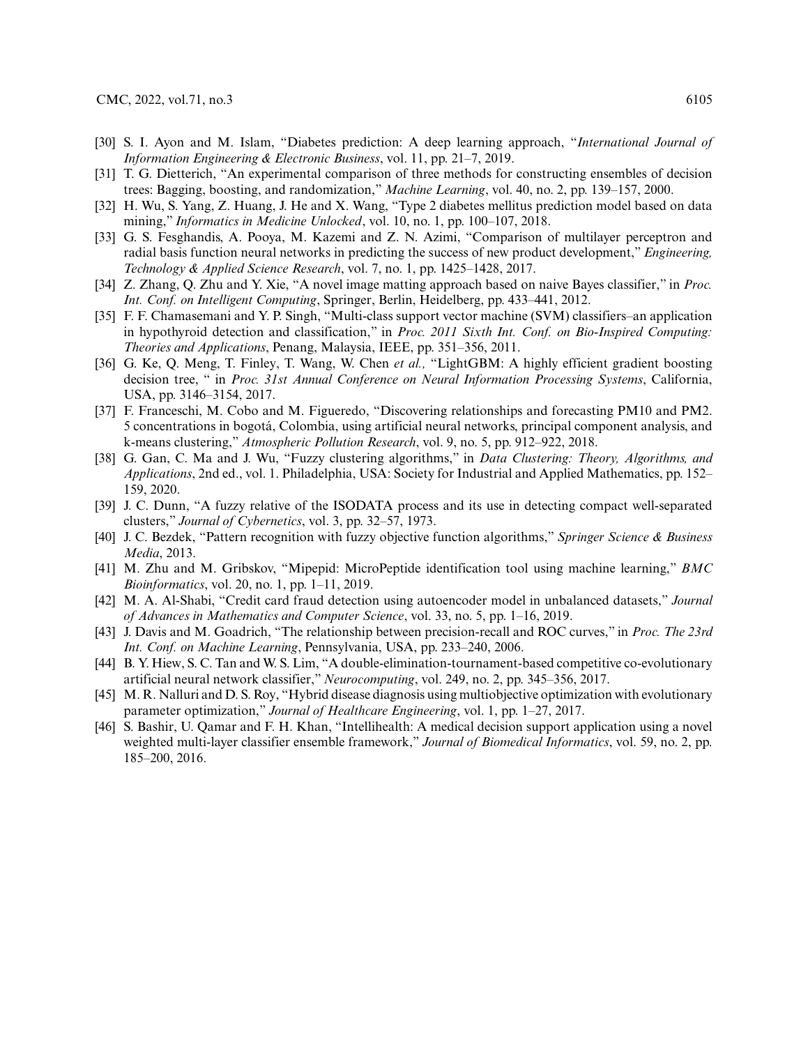[30] S. I. Ayon and M. Islam, "Diabetes prediction: A deep learning approach, "*International Journal of Information Engineering & Electronic Business*, vol. 11, pp. 21–7, 2019.

[31] T. G. Dietterich, "An experimental comparison of three methods for constructing ensembles of decision trees: Bagging, boosting, and randomization," *Machine Learning*, vol. 40, no. 2, pp. 139–157, 2000.

[32] H. Wu, S. Yang, Z. Huang, J. He and X. Wang, "Type 2 diabetes mellitus prediction model based on data mining," *Informatics in Medicine Unlocked*, vol. 10, no. 1, pp. 100–107, 2018.

[33] G. S. Fesghandis, A. Pooya, M. Kazemi and Z. N. Azimi, "Comparison of multilayer perceptron and radial basis function neural networks in predicting the success of new product development," *Engineering, Technology & Applied Science Research*, vol. 7, no. 1, pp. 1425–1428, 2017.

[34] Z. Zhang, Q. Zhu and Y. Xie, "A novel image matting approach based on naive Bayes classifier," in *Proc. Int. Conf. on Intelligent Computing*, Springer, Berlin, Heidelberg, pp. 433–441, 2012.

[35] F. F. Chamasemani and Y. P. Singh, "Multi-class support vector machine (SVM) classifiers–an application in hypothyroid detection and classification," in *Proc. 2011 Sixth Int. Conf. on Bio-Inspired Computing: Theories and Applications*, Penang, Malaysia, IEEE, pp. 351–356, 2011.

[36] G. Ke, Q. Meng, T. Finley, T. Wang, W. Chen *et al.,* "LightGBM: A highly efficient gradient boosting decision tree, " in *Proc. 31st Annual Conference on Neural Information Processing Systems*, California, USA, pp. 3146–3154, 2017.

[37] F. Franceschi, M. Cobo and M. Figueredo, "Discovering relationships and forecasting PM10 and PM2. 5 concentrations in bogotá, Colombia, using artificial neural networks, principal component analysis, and k-means clustering," *Atmospheric Pollution Research*, vol. 9, no. 5, pp. 912–922, 2018.

[38] G. Gan, C. Ma and J. Wu, "Fuzzy clustering algorithms," in *Data Clustering: Theory, Algorithms, and Applications*, 2nd ed., vol. 1. Philadelphia, USA: Society for Industrial and Applied Mathematics, pp. 152–159, 2020.

[39] J. C. Dunn, "A fuzzy relative of the ISODATA process and its use in detecting compact well-separated clusters," *Journal of Cybernetics*, vol. 3, pp. 32–57, 1973.

[40] J. C. Bezdek, "Pattern recognition with fuzzy objective function algorithms," *Springer Science & Business Media*, 2013.

[41] M. Zhu and M. Gribskov, "Mipepid: MicroPeptide identification tool using machine learning," *BMC Bioinformatics*, vol. 20, no. 1, pp. 1–11, 2019.

[42] M. A. Al-Shabi, "Credit card fraud detection using autoencoder model in unbalanced datasets," *Journal of Advances in Mathematics and Computer Science*, vol. 33, no. 5, pp. 1–16, 2019.

[43] J. Davis and M. Goadrich, "The relationship between precision-recall and ROC curves," in *Proc. The 23rd Int. Conf. on Machine Learning*, Pennsylvania, USA, pp. 233–240, 2006.

[44] B. Y. Hiew, S. C. Tan and W. S. Lim, "A double-elimination-tournament-based competitive co-evolutionary artificial neural network classifier," *Neurocomputing*, vol. 249, no. 2, pp. 345–356, 2017.

[45] M. R. Nalluri and D. S. Roy, "Hybrid disease diagnosis using multiobjective optimization with evolutionary parameter optimization," *Journal of Healthcare Engineering*, vol. 1, pp. 1–27, 2017.

[46] S. Bashir, U. Qamar and F. H. Khan, "Intellihealth: A medical decision support application using a novel weighted multi-layer classifier ensemble framework," *Journal of Biomedical Informatics*, vol. 59, no. 2, pp. 185–200, 2016.